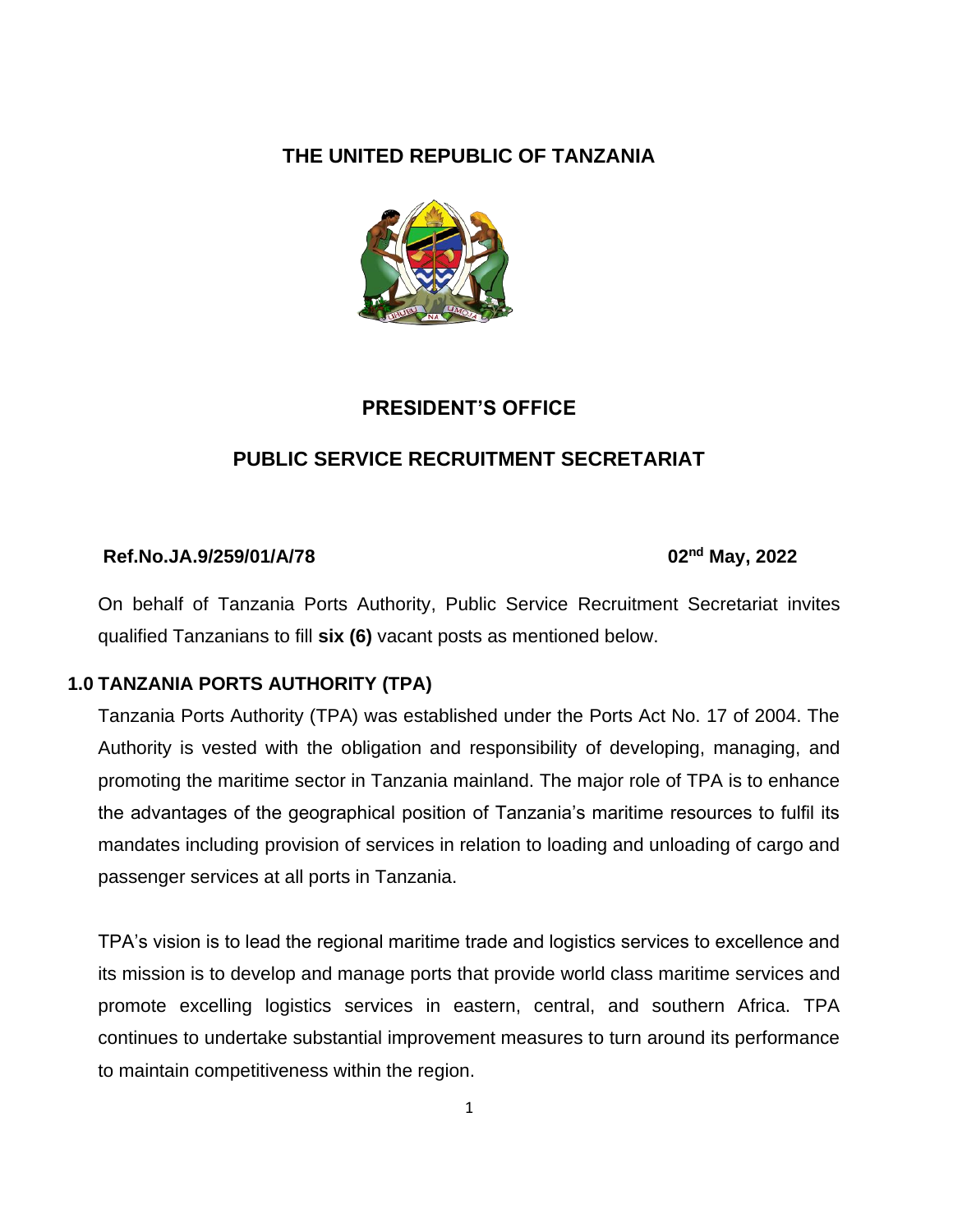# THE UNITED REPUBLIC OF TANZANIA

## PRESIDENT'S OFFICE

## PUBLIC SERVICE RECRUITMENT SECRETARIAT

**Ref.No.JA.9/259/01/A/78** **02nd May, 2022**

On behalf of Tanzania Ports Authority, Public Service Recruitment Secretariat invites qualified Tanzanians to fill **six (6)** vacant posts as mentioned below.

### 1.0 TANZANIA PORTS AUTHORITY (TPA)

Tanzania Ports Authority (TPA) was established under the Ports Act No. 17 of 2004. The Authority is vested with the obligation and responsibility of developing, managing, and promoting the maritime sector in Tanzania mainland. The major role of TPA is to enhance the advantages of the geographical position of Tanzania's maritime resources to fulfil its mandates including provision of services in relation to loading and unloading of cargo and passenger services at all ports in Tanzania.

TPA's vision is to lead the regional maritime trade and logistics services to excellence and its mission is to develop and manage ports that provide world class maritime services and promote excelling logistics services in eastern, central, and southern Africa. TPA continues to undertake substantial improvement measures to turn around its performance to maintain competitiveness within the region.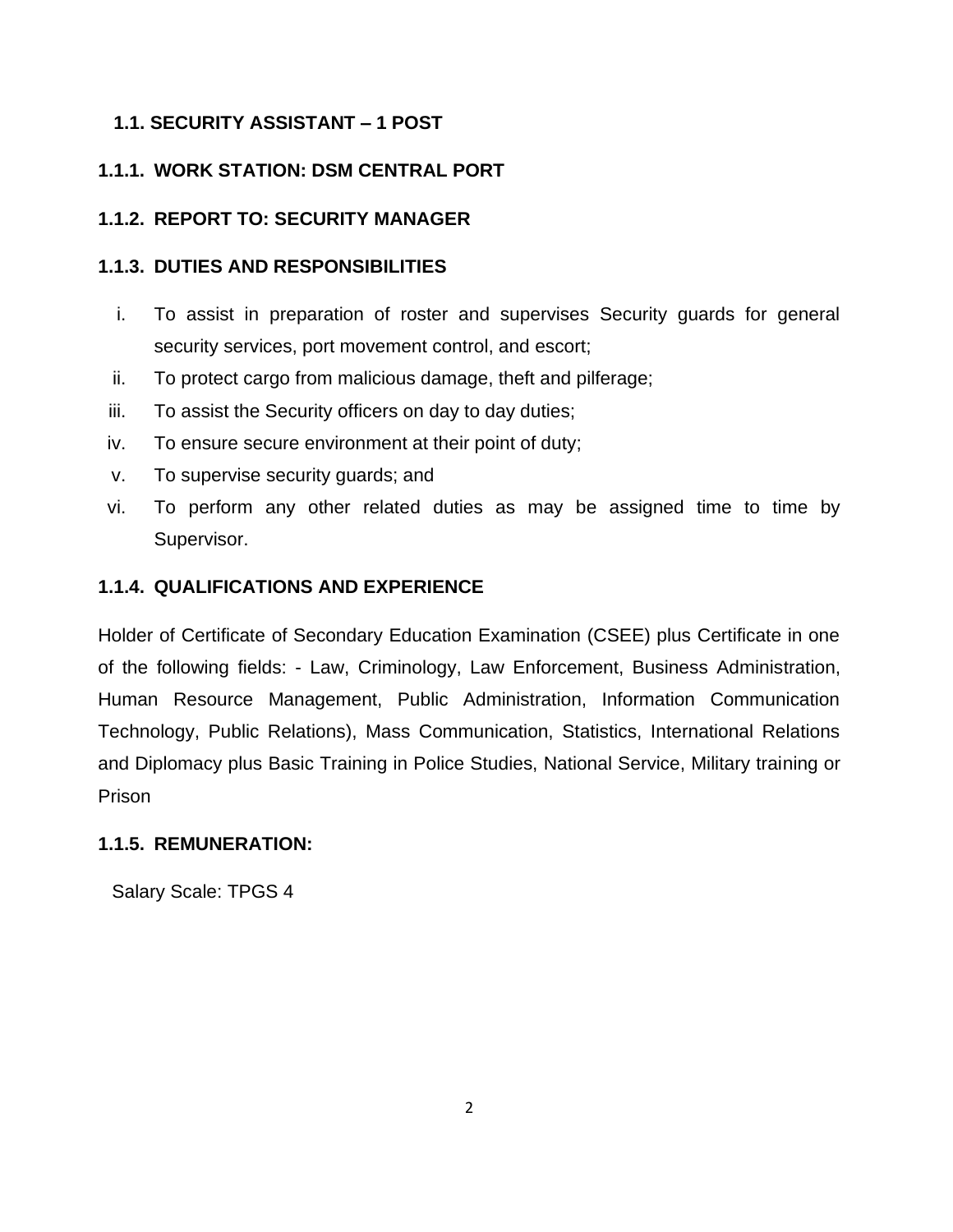### 1.1. SECURITY ASSISTANT – 1 POST

#### 1.1.1. WORK STATION: DSM CENTRAL PORT

#### 1.1.2. REPORT TO: SECURITY MANAGER

#### 1.1.3. DUTIES AND RESPONSIBILITIES

i. To assist in preparation of roster and supervises Security guards for general security services, port movement control, and escort;
ii. To protect cargo from malicious damage, theft and pilferage;
iii. To assist the Security officers on day to day duties;
iv. To ensure secure environment at their point of duty;
v. To supervise security guards; and
vi. To perform any other related duties as may be assigned time to time by Supervisor.

#### 1.1.4. QUALIFICATIONS AND EXPERIENCE

Holder of Certificate of Secondary Education Examination (CSEE) plus Certificate in one of the following fields: - Law, Criminology, Law Enforcement, Business Administration, Human Resource Management, Public Administration, Information Communication Technology, Public Relations), Mass Communication, Statistics, International Relations and Diplomacy plus Basic Training in Police Studies, National Service, Military training or Prison

#### 1.1.5. REMUNERATION:

Salary Scale: TPGS 4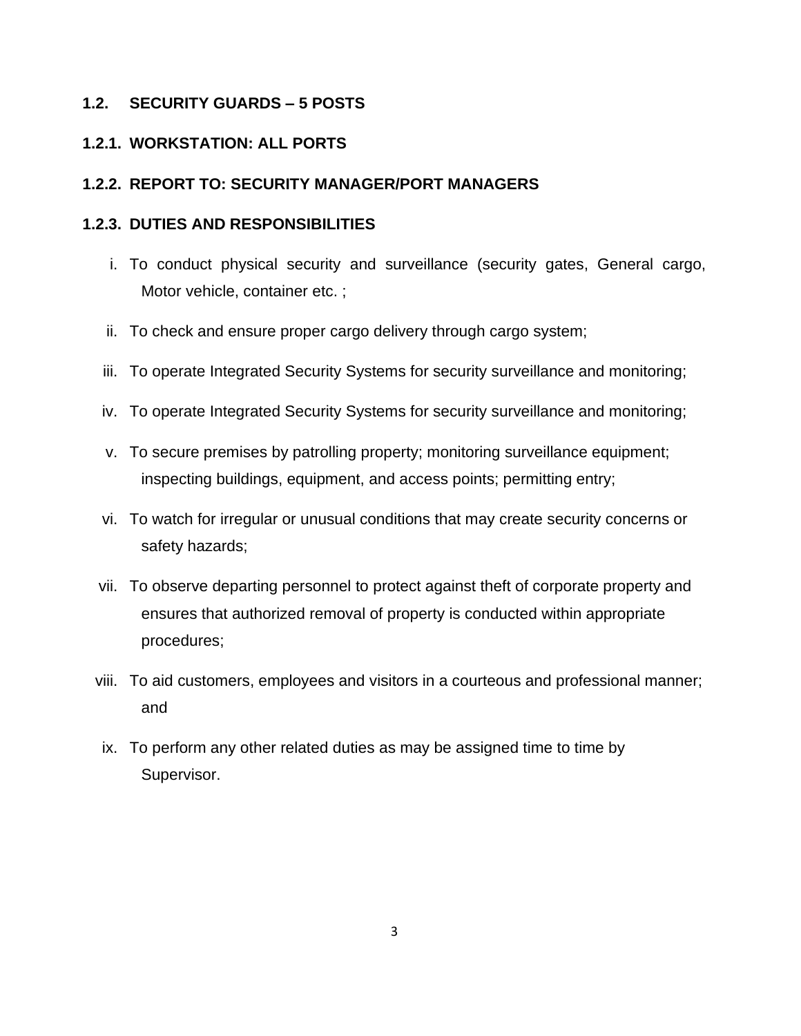### 1.2. SECURITY GUARDS – 5 POSTS

#### 1.2.1. WORKSTATION: ALL PORTS

#### 1.2.2. REPORT TO: SECURITY MANAGER/PORT MANAGERS

#### 1.2.3. DUTIES AND RESPONSIBILITIES

i. To conduct physical security and surveillance (security gates, General cargo, Motor vehicle, container etc. ;

ii. To check and ensure proper cargo delivery through cargo system;

iii. To operate Integrated Security Systems for security surveillance and monitoring;

iv. To operate Integrated Security Systems for security surveillance and monitoring;

v. To secure premises by patrolling property; monitoring surveillance equipment; inspecting buildings, equipment, and access points; permitting entry;

vi. To watch for irregular or unusual conditions that may create security concerns or safety hazards;

vii. To observe departing personnel to protect against theft of corporate property and ensures that authorized removal of property is conducted within appropriate procedures;

viii. To aid customers, employees and visitors in a courteous and professional manner; and

ix. To perform any other related duties as may be assigned time to time by Supervisor.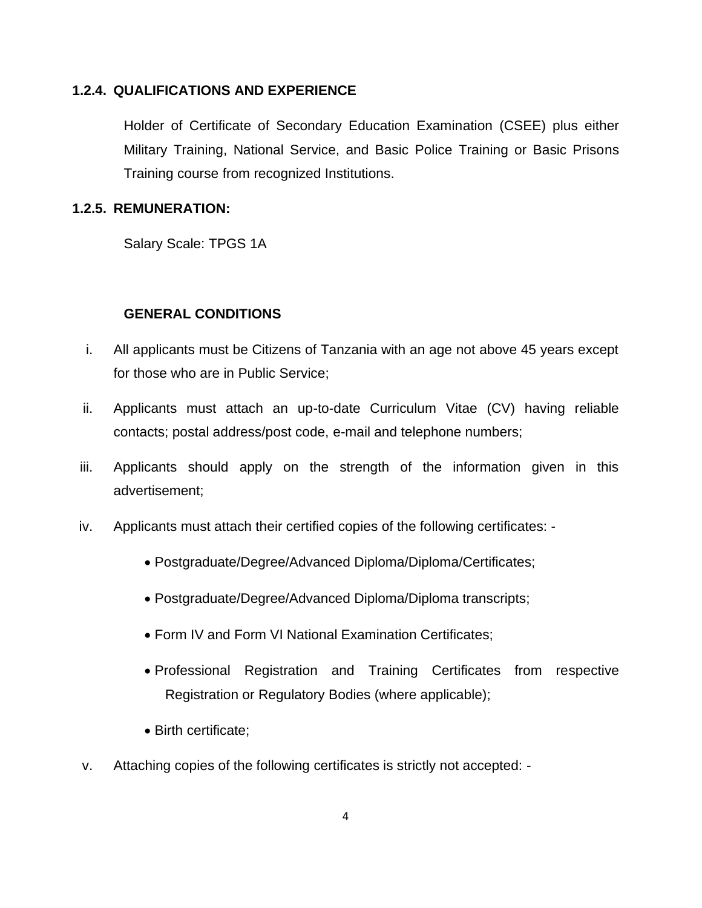### 1.2.4. QUALIFICATIONS AND EXPERIENCE

Holder of Certificate of Secondary Education Examination (CSEE) plus either Military Training, National Service, and Basic Police Training or Basic Prisons Training course from recognized Institutions.

### 1.2.5. REMUNERATION:

Salary Scale: TPGS 1A

### GENERAL CONDITIONS

i. All applicants must be Citizens of Tanzania with an age not above 45 years except for those who are in Public Service;

ii. Applicants must attach an up-to-date Curriculum Vitae (CV) having reliable contacts; postal address/post code, e-mail and telephone numbers;

iii. Applicants should apply on the strength of the information given in this advertisement;

iv. Applicants must attach their certified copies of the following certificates: -

- Postgraduate/Degree/Advanced Diploma/Diploma/Certificates;
- Postgraduate/Degree/Advanced Diploma/Diploma transcripts;
- Form IV and Form VI National Examination Certificates;
- Professional Registration and Training Certificates from respective Registration or Regulatory Bodies (where applicable);
- Birth certificate;

v. Attaching copies of the following certificates is strictly not accepted: -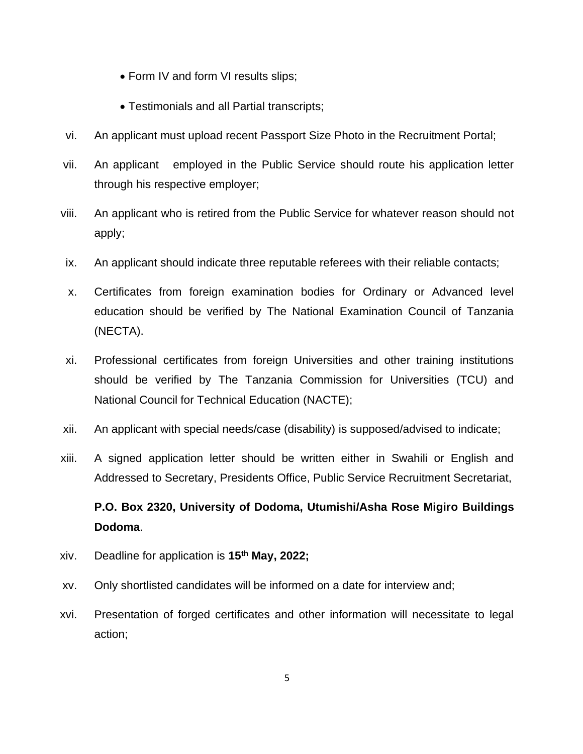- Form IV and form VI results slips;
- Testimonials and all Partial transcripts;

vi. An applicant must upload recent Passport Size Photo in the Recruitment Portal;

vii. An applicant employed in the Public Service should route his application letter through his respective employer;

viii. An applicant who is retired from the Public Service for whatever reason should not apply;

ix. An applicant should indicate three reputable referees with their reliable contacts;

x. Certificates from foreign examination bodies for Ordinary or Advanced level education should be verified by The National Examination Council of Tanzania (NECTA).

xi. Professional certificates from foreign Universities and other training institutions should be verified by The Tanzania Commission for Universities (TCU) and National Council for Technical Education (NACTE);

xii. An applicant with special needs/case (disability) is supposed/advised to indicate;

xiii. A signed application letter should be written either in Swahili or English and Addressed to Secretary, Presidents Office, Public Service Recruitment Secretariat,

**P.O. Box 2320, University of Dodoma, Utumishi/Asha Rose Migiro Buildings Dodoma**.

xiv. Deadline for application is **15th May, 2022;**

xv. Only shortlisted candidates will be informed on a date for interview and;

xvi. Presentation of forged certificates and other information will necessitate to legal action;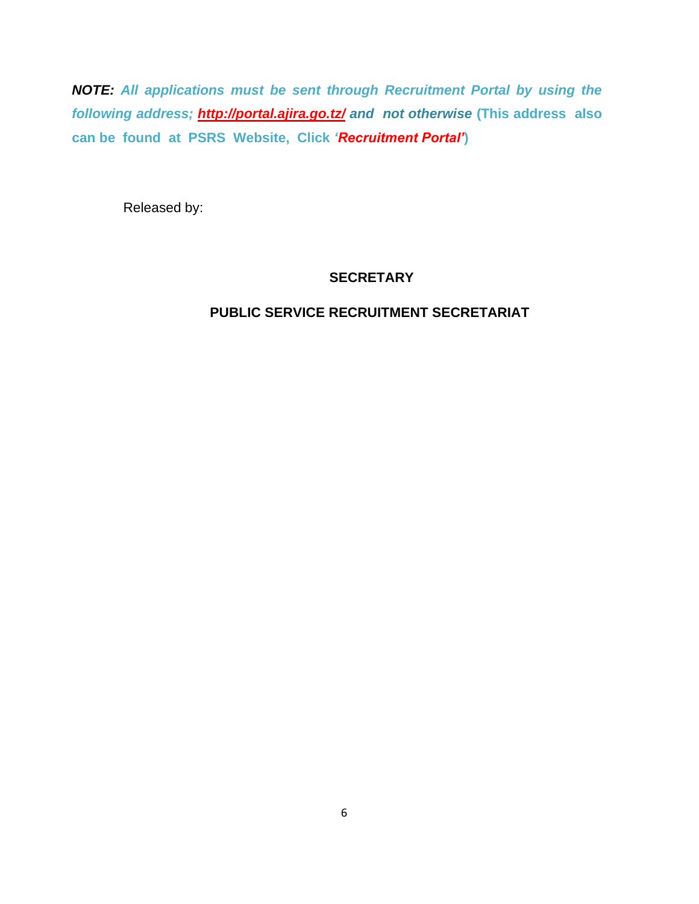***NOTE: All applications must be sent through Recruitment Portal by using the following address; [http://portal.ajira.go.tz/](http://portal.ajira.go.tz/) and not otherwise*** **(This address also can be found at PSRS Website, Click '*Recruitment Portal'*)**

Released by:

**SECRETARY**

**PUBLIC SERVICE RECRUITMENT SECRETARIAT**